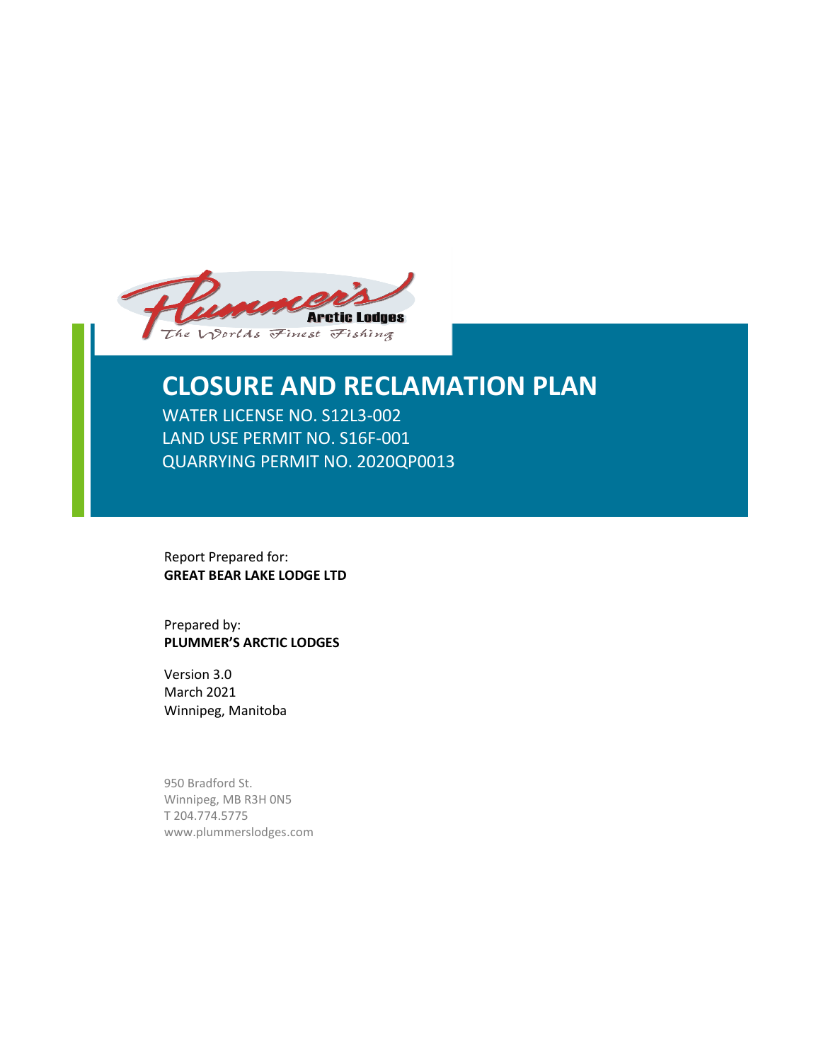Plummer's Arctic Lodges
The Worlds Finest Fishing

# CLOSURE AND RECLAMATION PLAN

WATER LICENSE NO. S12L3-002
LAND USE PERMIT NO. S16F-001
QUARRYING PERMIT NO. 2020QP0013

Report Prepared for:
**GREAT BEAR LAKE LODGE LTD**

Prepared by:
**PLUMMER'S ARCTIC LODGES**

Version 3.0
March 2021
Winnipeg, Manitoba

950 Bradford St.
Winnipeg, MB R3H 0N5
T 204.774.5775
www.plummerslodges.com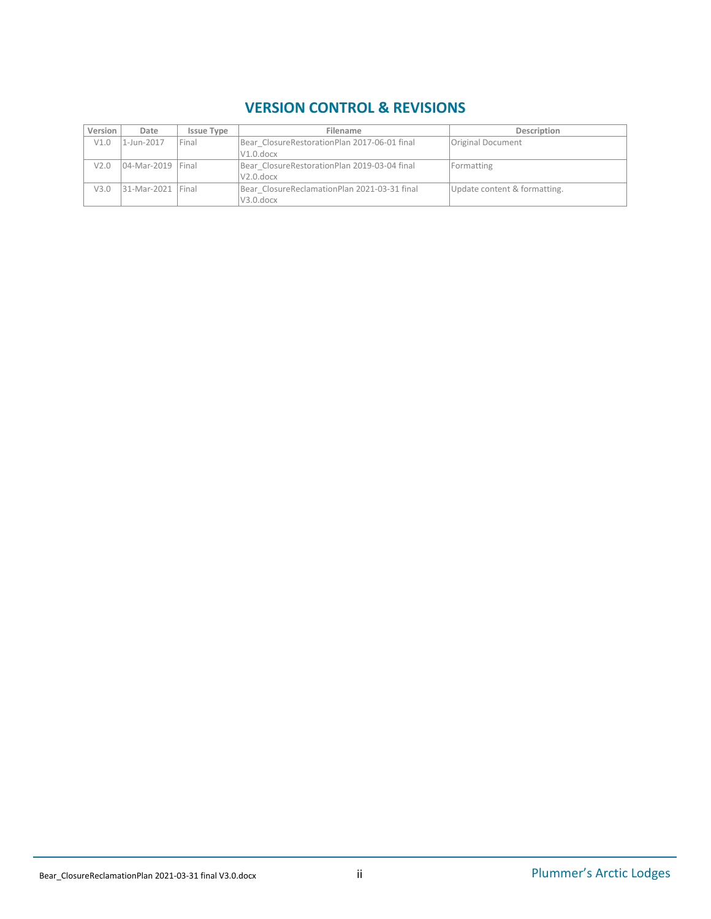# VERSION CONTROL & REVISIONS

| Version | Date | Issue Type | Filename | Description |
|---|---|---|---|---|
| V1.0 | 1-Jun-2017 | Final | Bear_ClosureRestorationPlan 2017-06-01 final V1.0.docx | Original Document |
| V2.0 | 04-Mar-2019 | Final | Bear_ClosureRestorationPlan 2019-03-04 final V2.0.docx | Formatting |
| V3.0 | 31-Mar-2021 | Final | Bear_ClosureReclamationPlan 2021-03-31 final V3.0.docx | Update content & formatting. |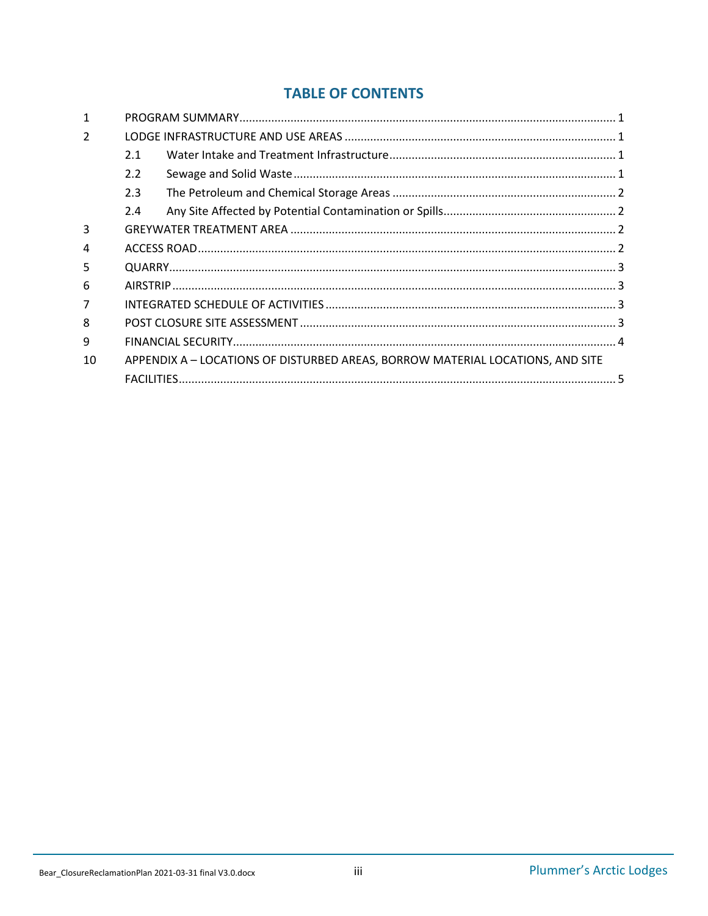# TABLE OF CONTENTS

1 PROGRAM SUMMARY ..... 1

2 LODGE INFRASTRUCTURE AND USE AREAS ..... 1

- 2.1 Water Intake and Treatment Infrastructure ..... 1
- 2.2 Sewage and Solid Waste ..... 1
- 2.3 The Petroleum and Chemical Storage Areas ..... 2
- 2.4 Any Site Affected by Potential Contamination or Spills ..... 2

3 GREYWATER TREATMENT AREA ..... 2

4 ACCESS ROAD ..... 2

5 QUARRY ..... 3

6 AIRSTRIP ..... 3

7 INTEGRATED SCHEDULE OF ACTIVITIES ..... 3

8 POST CLOSURE SITE ASSESSMENT ..... 3

9 FINANCIAL SECURITY ..... 4

10 APPENDIX A – LOCATIONS OF DISTURBED AREAS, BORROW MATERIAL LOCATIONS, AND SITE FACILITIES ..... 5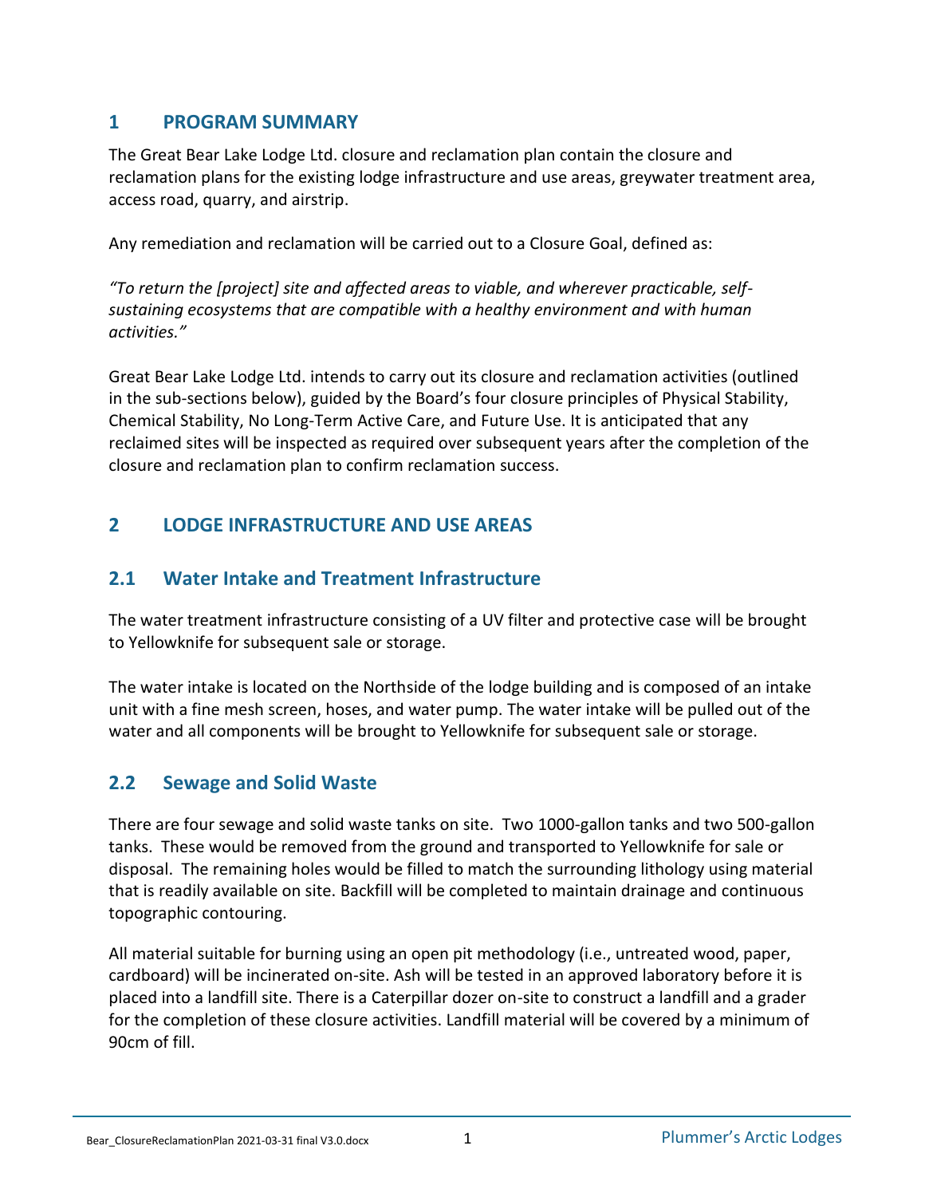# 1 PROGRAM SUMMARY

The Great Bear Lake Lodge Ltd. closure and reclamation plan contain the closure and reclamation plans for the existing lodge infrastructure and use areas, greywater treatment area, access road, quarry, and airstrip.

Any remediation and reclamation will be carried out to a Closure Goal, defined as:

*"To return the [project] site and affected areas to viable, and wherever practicable, self-sustaining ecosystems that are compatible with a healthy environment and with human activities."*

Great Bear Lake Lodge Ltd. intends to carry out its closure and reclamation activities (outlined in the sub-sections below), guided by the Board's four closure principles of Physical Stability, Chemical Stability, No Long-Term Active Care, and Future Use. It is anticipated that any reclaimed sites will be inspected as required over subsequent years after the completion of the closure and reclamation plan to confirm reclamation success.

# 2 LODGE INFRASTRUCTURE AND USE AREAS

## 2.1 Water Intake and Treatment Infrastructure

The water treatment infrastructure consisting of a UV filter and protective case will be brought to Yellowknife for subsequent sale or storage.

The water intake is located on the Northside of the lodge building and is composed of an intake unit with a fine mesh screen, hoses, and water pump. The water intake will be pulled out of the water and all components will be brought to Yellowknife for subsequent sale or storage.

## 2.2 Sewage and Solid Waste

There are four sewage and solid waste tanks on site. Two 1000-gallon tanks and two 500-gallon tanks. These would be removed from the ground and transported to Yellowknife for sale or disposal. The remaining holes would be filled to match the surrounding lithology using material that is readily available on site. Backfill will be completed to maintain drainage and continuous topographic contouring.

All material suitable for burning using an open pit methodology (i.e., untreated wood, paper, cardboard) will be incinerated on-site. Ash will be tested in an approved laboratory before it is placed into a landfill site. There is a Caterpillar dozer on-site to construct a landfill and a grader for the completion of these closure activities. Landfill material will be covered by a minimum of 90cm of fill.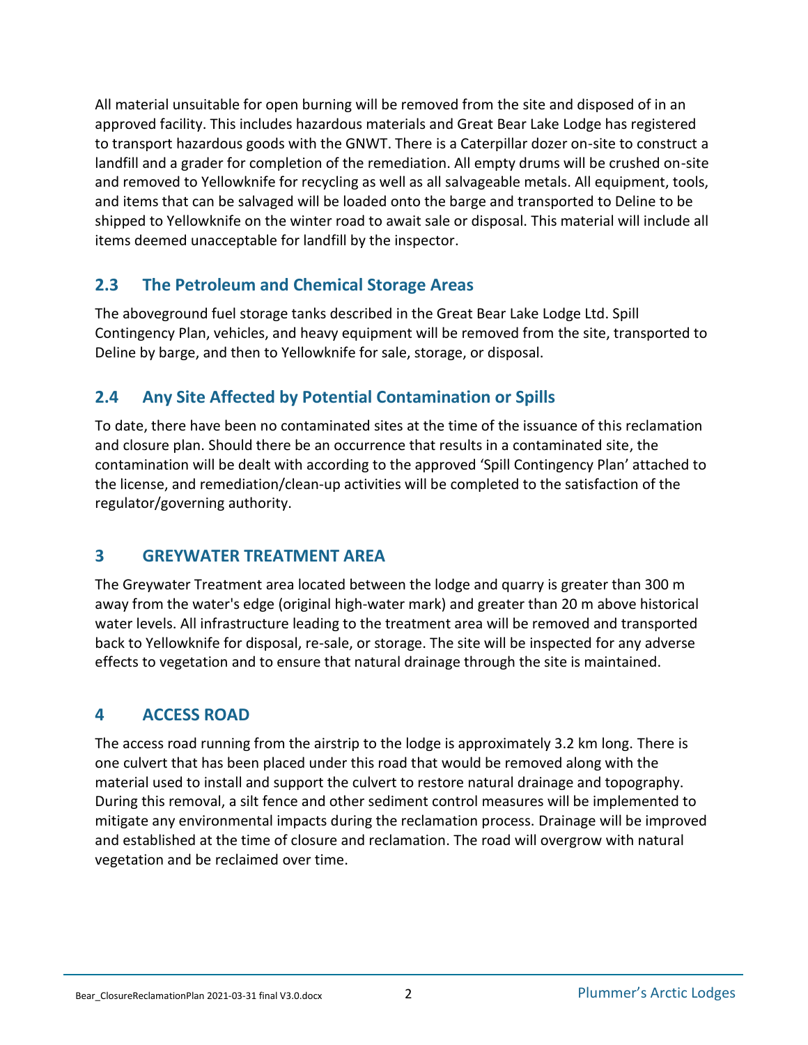All material unsuitable for open burning will be removed from the site and disposed of in an approved facility. This includes hazardous materials and Great Bear Lake Lodge has registered to transport hazardous goods with the GNWT. There is a Caterpillar dozer on-site to construct a landfill and a grader for completion of the remediation. All empty drums will be crushed on-site and removed to Yellowknife for recycling as well as all salvageable metals. All equipment, tools, and items that can be salvaged will be loaded onto the barge and transported to Deline to be shipped to Yellowknife on the winter road to await sale or disposal. This material will include all items deemed unacceptable for landfill by the inspector.

## 2.3 The Petroleum and Chemical Storage Areas

The aboveground fuel storage tanks described in the Great Bear Lake Lodge Ltd. Spill Contingency Plan, vehicles, and heavy equipment will be removed from the site, transported to Deline by barge, and then to Yellowknife for sale, storage, or disposal.

## 2.4 Any Site Affected by Potential Contamination or Spills

To date, there have been no contaminated sites at the time of the issuance of this reclamation and closure plan. Should there be an occurrence that results in a contaminated site, the contamination will be dealt with according to the approved 'Spill Contingency Plan' attached to the license, and remediation/clean-up activities will be completed to the satisfaction of the regulator/governing authority.

# 3 GREYWATER TREATMENT AREA

The Greywater Treatment area located between the lodge and quarry is greater than 300 m away from the water's edge (original high-water mark) and greater than 20 m above historical water levels. All infrastructure leading to the treatment area will be removed and transported back to Yellowknife for disposal, re-sale, or storage. The site will be inspected for any adverse effects to vegetation and to ensure that natural drainage through the site is maintained.

# 4 ACCESS ROAD

The access road running from the airstrip to the lodge is approximately 3.2 km long. There is one culvert that has been placed under this road that would be removed along with the material used to install and support the culvert to restore natural drainage and topography. During this removal, a silt fence and other sediment control measures will be implemented to mitigate any environmental impacts during the reclamation process. Drainage will be improved and established at the time of closure and reclamation. The road will overgrow with natural vegetation and be reclaimed over time.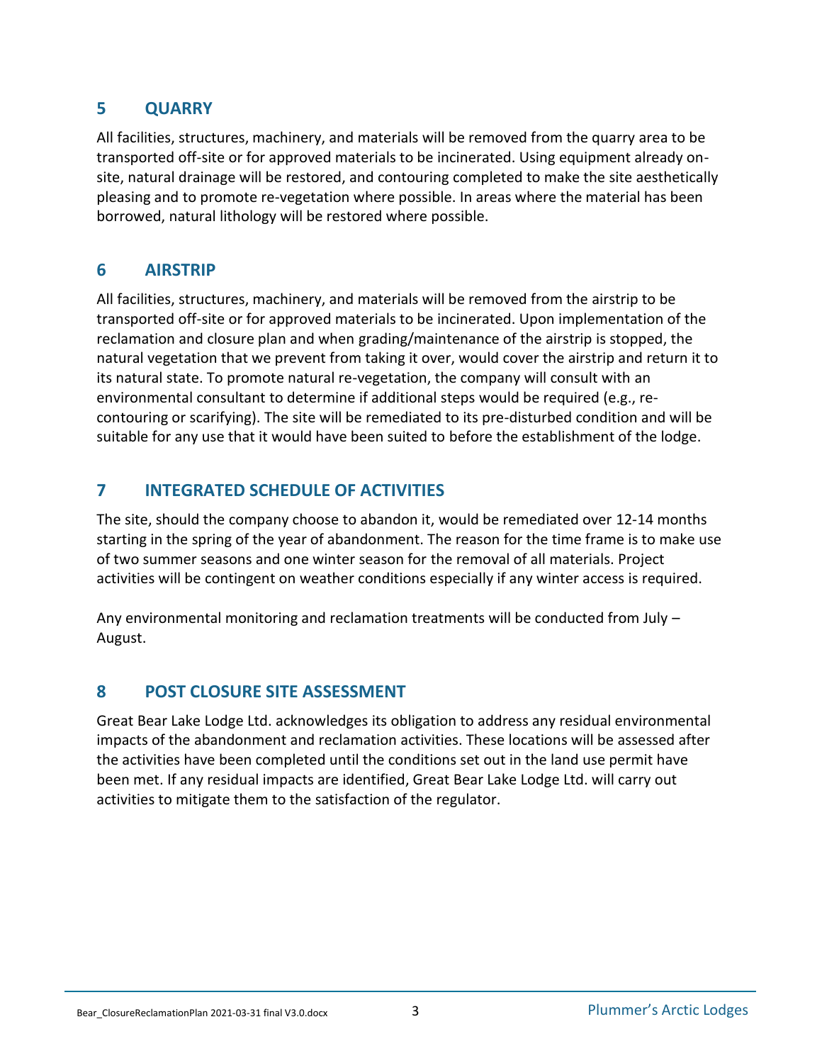## 5 QUARRY

All facilities, structures, machinery, and materials will be removed from the quarry area to be transported off-site or for approved materials to be incinerated. Using equipment already on-site, natural drainage will be restored, and contouring completed to make the site aesthetically pleasing and to promote re-vegetation where possible. In areas where the material has been borrowed, natural lithology will be restored where possible.

## 6 AIRSTRIP

All facilities, structures, machinery, and materials will be removed from the airstrip to be transported off-site or for approved materials to be incinerated. Upon implementation of the reclamation and closure plan and when grading/maintenance of the airstrip is stopped, the natural vegetation that we prevent from taking it over, would cover the airstrip and return it to its natural state. To promote natural re-vegetation, the company will consult with an environmental consultant to determine if additional steps would be required (e.g., re-contouring or scarifying). The site will be remediated to its pre-disturbed condition and will be suitable for any use that it would have been suited to before the establishment of the lodge.

## 7 INTEGRATED SCHEDULE OF ACTIVITIES

The site, should the company choose to abandon it, would be remediated over 12-14 months starting in the spring of the year of abandonment. The reason for the time frame is to make use of two summer seasons and one winter season for the removal of all materials. Project activities will be contingent on weather conditions especially if any winter access is required.

Any environmental monitoring and reclamation treatments will be conducted from July – August.

## 8 POST CLOSURE SITE ASSESSMENT

Great Bear Lake Lodge Ltd. acknowledges its obligation to address any residual environmental impacts of the abandonment and reclamation activities. These locations will be assessed after the activities have been completed until the conditions set out in the land use permit have been met. If any residual impacts are identified, Great Bear Lake Lodge Ltd. will carry out activities to mitigate them to the satisfaction of the regulator.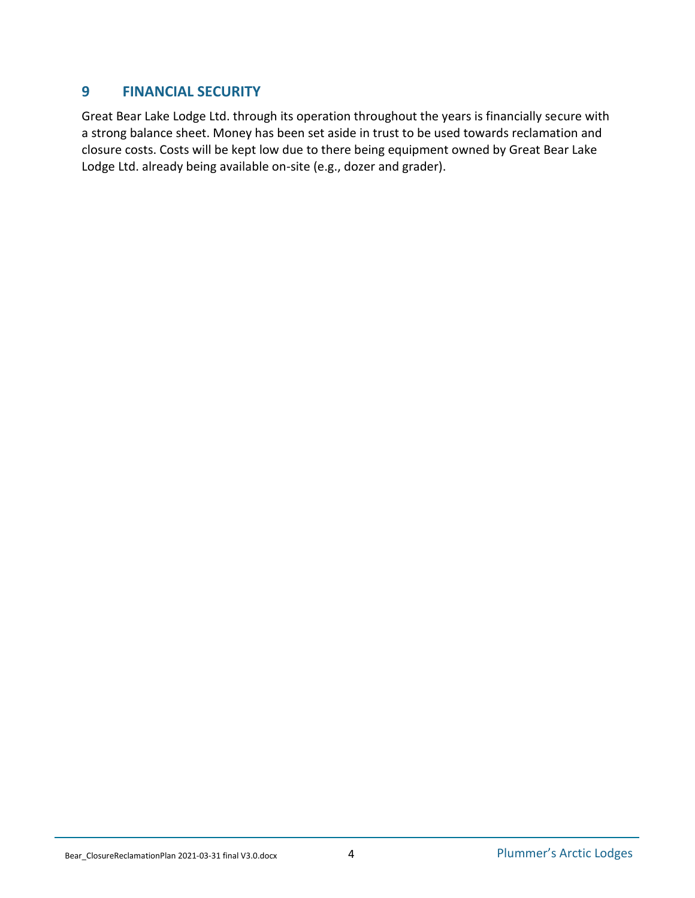## 9 FINANCIAL SECURITY

Great Bear Lake Lodge Ltd. through its operation throughout the years is financially secure with a strong balance sheet. Money has been set aside in trust to be used towards reclamation and closure costs. Costs will be kept low due to there being equipment owned by Great Bear Lake Lodge Ltd. already being available on-site (e.g., dozer and grader).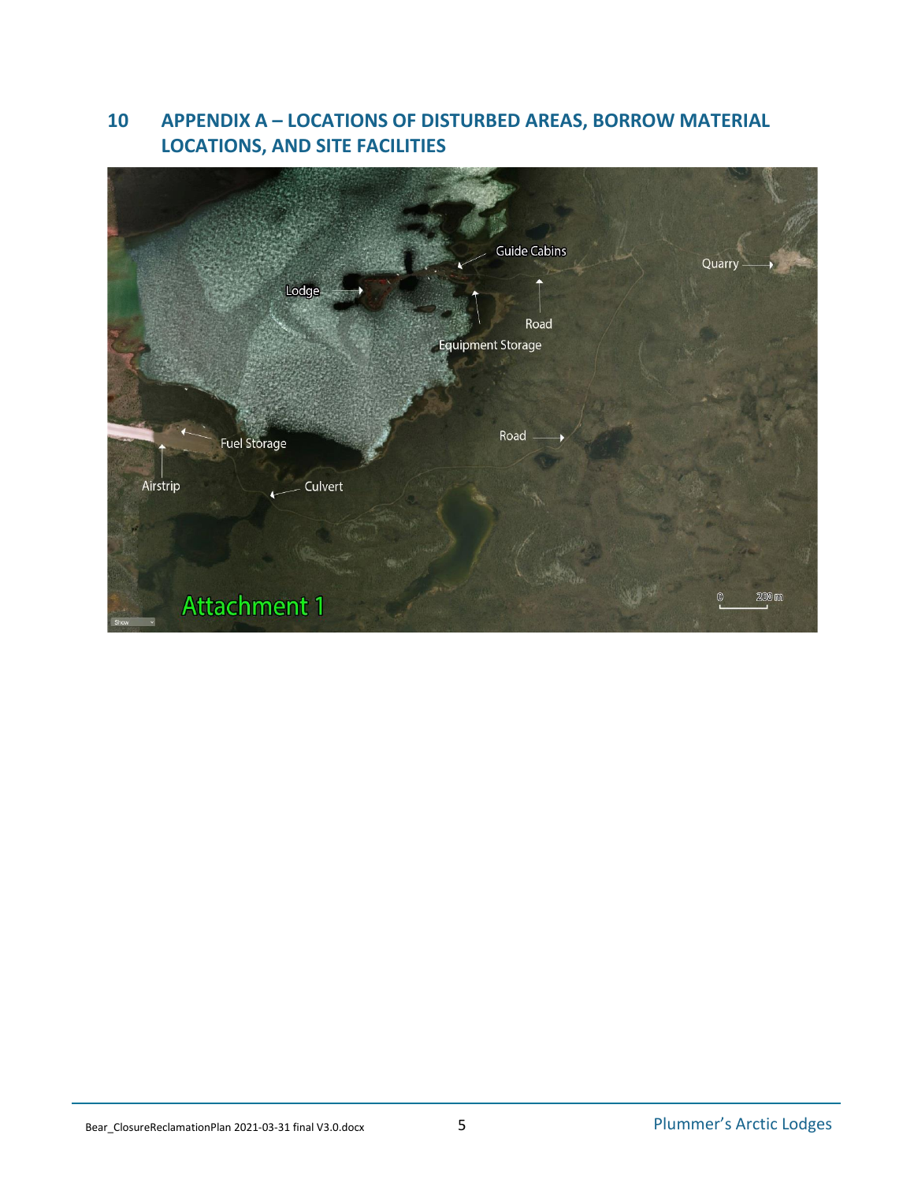# 10 APPENDIX A – LOCATIONS OF DISTURBED AREAS, BORROW MATERIAL LOCATIONS, AND SITE FACILITIES

Guide Cabins

Quarry

Lodge

Road

Equipment Storage

Road

Fuel Storage

Airstrip

Culvert

Attachment 1

0 200 m